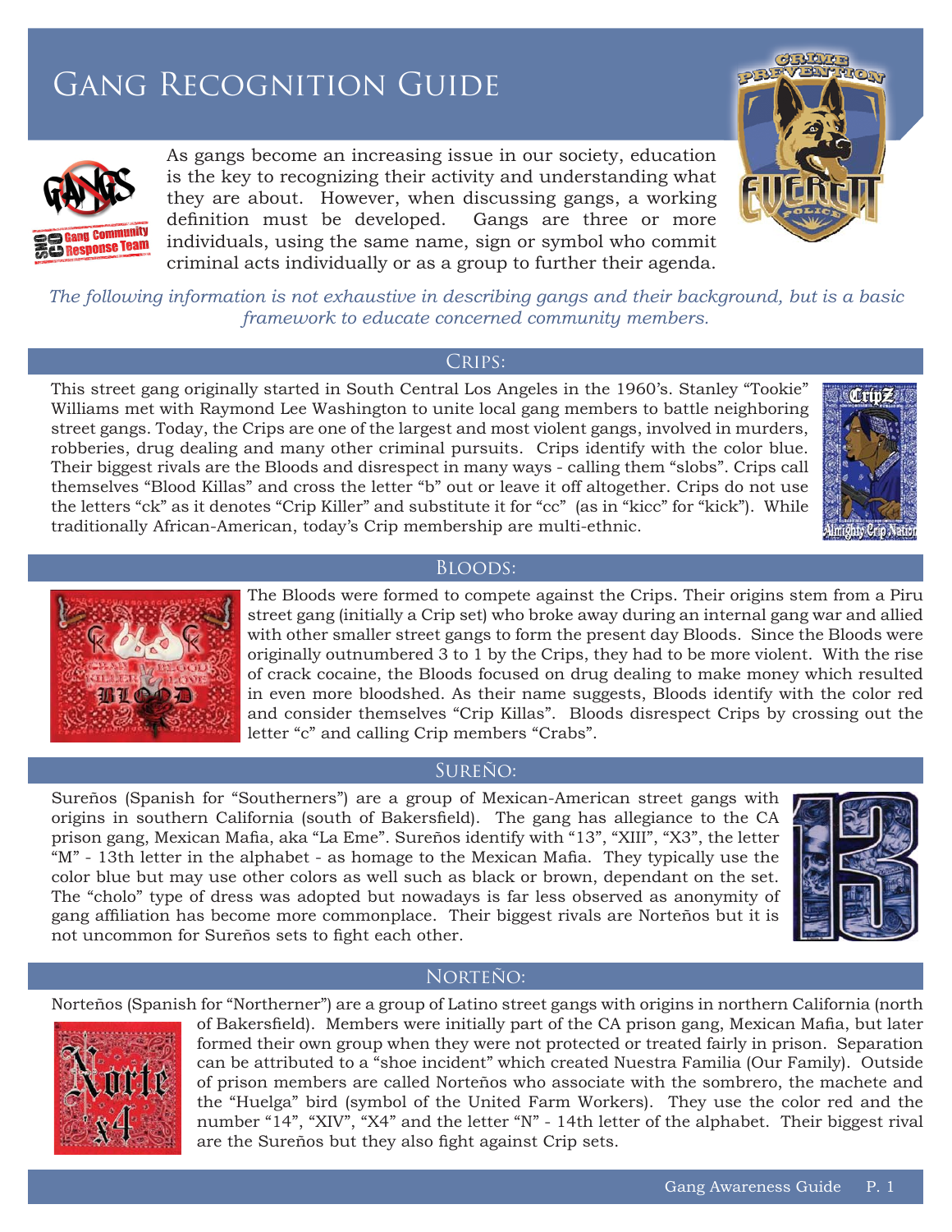# Gang Recognition Guide

As gangs become an increasing issue in our society, education is the key to recognizing their activity and understanding what they are about. However, when discussing gangs, a working definition must be developed. Gangs are three or more individuals, using the same name, sign or symbol who commit criminal acts individually or as a group to further their agenda.

*The following information is not exhaustive in describing gangs and their background, but is a basic framework to educate concerned community members.*

## Crips:

This street gang originally started in South Central Los Angeles in the 1960's. Stanley "Tookie" Williams met with Raymond Lee Washington to unite local gang members to battle neighboring street gangs. Today, the Crips are one of the largest and most violent gangs, involved in murders, robberies, drug dealing and many other criminal pursuits. Crips identify with the color blue. Their biggest rivals are the Bloods and disrespect in many ways - calling them "slobs". Crips call themselves "Blood Killas" and cross the letter "b" out or leave it off altogether. Crips do not use the letters "ck" as it denotes "Crip Killer" and substitute it for "cc" (as in "kicc" for "kick"). While traditionally African-American, today's Crip membership are multi-ethnic.

## Bloods:

The Bloods were formed to compete against the Crips. Their origins stem from a Piru street gang (initially a Crip set) who broke away during an internal gang war and allied with other smaller street gangs to form the present day Bloods. Since the Bloods were originally outnumbered 3 to 1 by the Crips, they had to be more violent. With the rise of crack cocaine, the Bloods focused on drug dealing to make money which resulted in even more bloodshed. As their name suggests, Bloods identify with the color red and consider themselves "Crip Killas". Bloods disrespect Crips by crossing out the letter "c" and calling Crip members "Crabs".

## Sureño:

Sureños (Spanish for "Southerners") are a group of Mexican-American street gangs with origins in southern California (south of Bakersfield). The gang has allegiance to the CA prison gang, Mexican Mafia, aka "La Eme". Sureños identify with "13", "XIII", "X3", the letter "M" - 13th letter in the alphabet - as homage to the Mexican Mafia. They typically use the color blue but may use other colors as well such as black or brown, dependant on the set. The "cholo" type of dress was adopted but nowadays is far less observed as anonymity of gang affiliation has become more commonplace. Their biggest rivals are Norteños but it is not uncommon for Sureños sets to fight each other.

## Norteño:

Norteños (Spanish for "Northerner") are a group of Latino street gangs with origins in northern California (north of Bakersfield). Members were initially part of the CA prison gang, Mexican Mafia, but later formed their own group when they were not protected or treated fairly in prison. Separation can be attributed to a "shoe incident" which created Nuestra Familia (Our Family). Outside of prison members are called Norteños who associate with the sombrero, the machete and the "Huelga" bird (symbol of the United Farm Workers). They use the color red and the number "14", "XIV", "X4" and the letter "N" - 14th letter of the alphabet. Their biggest rival are the Sureños but they also fight against Crip sets.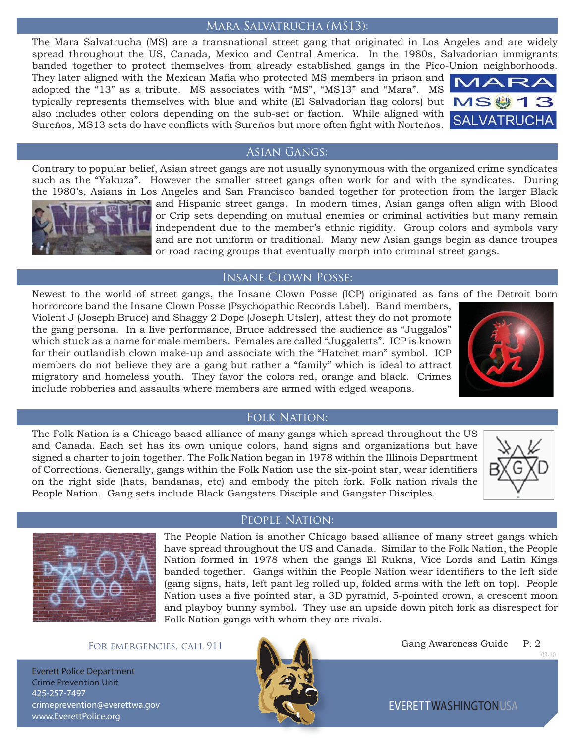## Mara Salvatrucha (MS13):

The Mara Salvatrucha (MS) are a transnational street gang that originated in Los Angeles and are widely spread throughout the US, Canada, Mexico and Central America. In the 1980s, Salvadorian immigrants banded together to protect themselves from already established gangs in the Pico-Union neighborhoods. They later aligned with the Mexican Mafia who protected MS members in prison and adopted the "13" as a tribute. MS associates with "MS", "MS13" and "Mara". MS typically represents themselves with blue and white (El Salvadorian flag colors) but also includes other colors depending on the sub-set or faction. While aligned with Sureños, MS13 sets do have conflicts with Sureños but more often fight with Norteños.

## Asian Gangs:

Contrary to popular belief, Asian street gangs are not usually synonymous with the organized crime syndicates such as the "Yakuza". However the smaller street gangs often work for and with the syndicates. During the 1980's, Asians in Los Angeles and San Francisco banded together for protection from the larger Black and Hispanic street gangs. In modern times, Asian gangs often align with Blood or Crip sets depending on mutual enemies or criminal activities but many remain independent due to the member's ethnic rigidity. Group colors and symbols vary and are not uniform or traditional. Many new Asian gangs begin as dance troupes or road racing groups that eventually morph into criminal street gangs.

## Insane Clown Posse:

Newest to the world of street gangs, the Insane Clown Posse (ICP) originated as fans of the Detroit born horrorcore band the Insane Clown Posse (Psychopathic Records Label). Band members, Violent J (Joseph Bruce) and Shaggy 2 Dope (Joseph Utsler), attest they do not promote the gang persona. In a live performance, Bruce addressed the audience as "Juggalos" which stuck as a name for male members. Females are called "Juggaletts". ICP is known for their outlandish clown make-up and associate with the "Hatchet man" symbol. ICP members do not believe they are a gang but rather a "family" which is ideal to attract migratory and homeless youth. They favor the colors red, orange and black. Crimes include robberies and assaults where members are armed with edged weapons.

## Folk Nation:

The Folk Nation is a Chicago based alliance of many gangs which spread throughout the US and Canada. Each set has its own unique colors, hand signs and organizations but have signed a charter to join together. The Folk Nation began in 1978 within the Illinois Department of Corrections. Generally, gangs within the Folk Nation use the six-point star, wear identifiers on the right side (hats, bandanas, etc) and embody the pitch fork. Folk nation rivals the People Nation. Gang sets include Black Gangsters Disciple and Gangster Disciples.

## People Nation:

The People Nation is another Chicago based alliance of many street gangs which have spread throughout the US and Canada. Similar to the Folk Nation, the People Nation formed in 1978 when the gangs El Rukns, Vice Lords and Latin Kings banded together. Gangs within the People Nation wear identifiers to the left side (gang signs, hats, left pant leg rolled up, folded arms with the left on top). People Nation uses a five pointed star, a 3D pyramid, 5-pointed crown, a crescent moon and playboy bunny symbol. They use an upside down pitch fork as disrespect for Folk Nation gangs with whom they are rivals.

For emergencies, call 911

Everett Police Department
Crime Prevention Unit
425-257-7497
crimeprevention@everettwa.gov
www.EverettPolice.org

EVERETTWASHINGTONUSA